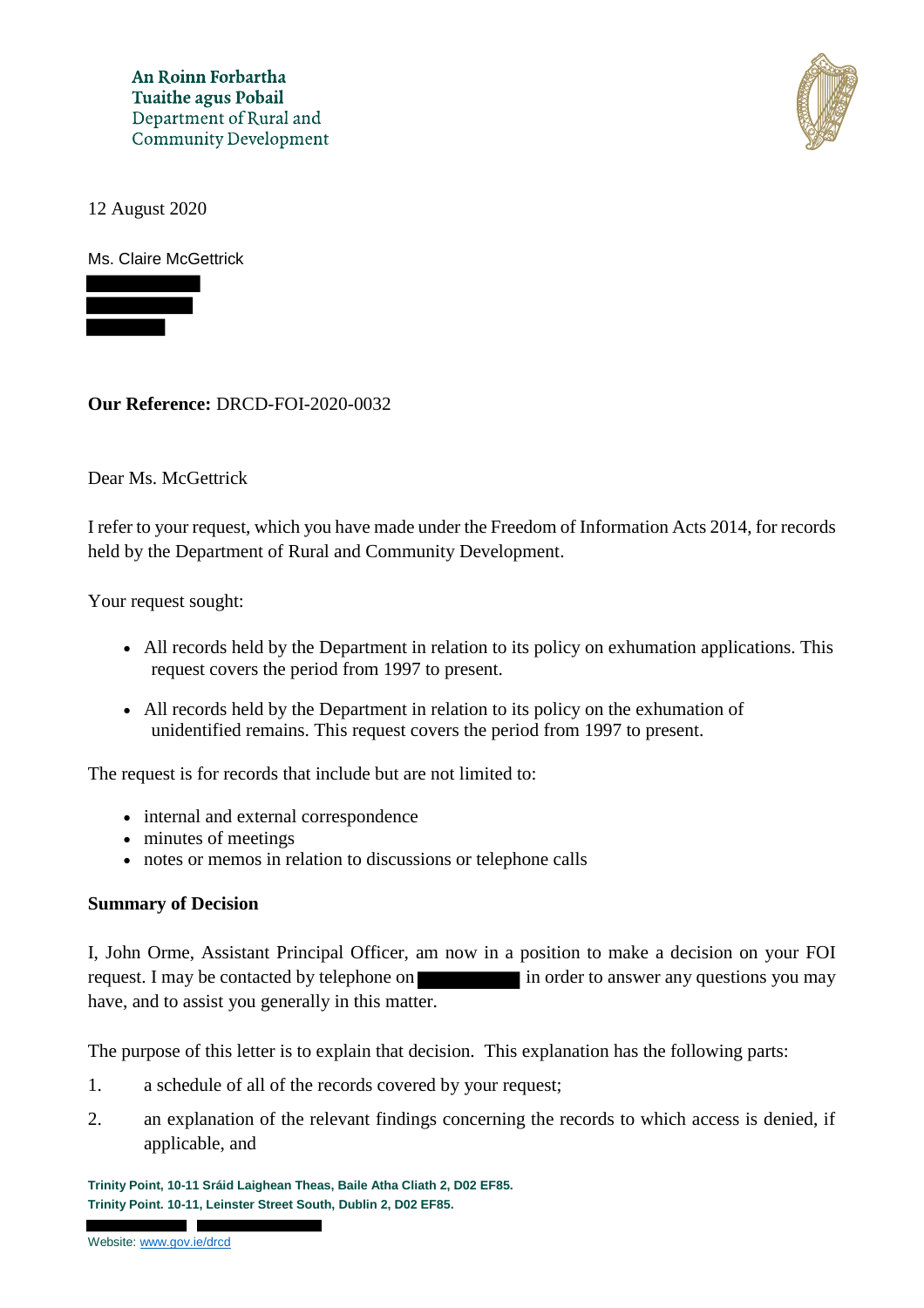An Roinn Forbartha
Tuaithe agus Pobail
Department of Rural and
Community Development

12 August 2020

Ms. Claire McGettrick

**Our Reference:** DRCD-FOI-2020-0032

Dear Ms. McGettrick

I refer to your request, which you have made under the Freedom of Information Acts 2014, for records held by the Department of Rural and Community Development.

Your request sought:

- All records held by the Department in relation to its policy on exhumation applications. This request covers the period from 1997 to present.
- All records held by the Department in relation to its policy on the exhumation of unidentified remains. This request covers the period from 1997 to present.

The request is for records that include but are not limited to:

- internal and external correspondence
- minutes of meetings
- notes or memos in relation to discussions or telephone calls

**Summary of Decision**

I, John Orme, Assistant Principal Officer, am now in a position to make a decision on your FOI request. I may be contacted by telephone on [REDACTED] in order to answer any questions you may have, and to assist you generally in this matter.

The purpose of this letter is to explain that decision. This explanation has the following parts:

1. a schedule of all of the records covered by your request;
2. an explanation of the relevant findings concerning the records to which access is denied, if applicable, and

Trinity Point, 10-11 Sráid Laighean Theas, Baile Atha Cliath 2, D02 EF85.
Trinity Point. 10-11, Leinster Street South, Dublin 2, D02 EF85.

Website: www.gov.ie/drcd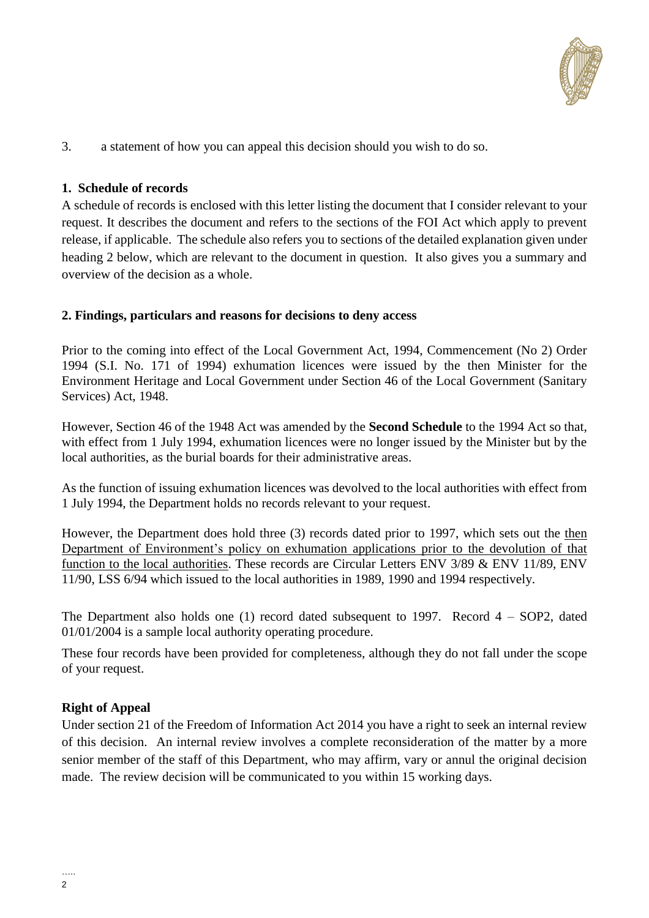3. a statement of how you can appeal this decision should you wish to do so.

**1. Schedule of records**

A schedule of records is enclosed with this letter listing the document that I consider relevant to your request. It describes the document and refers to the sections of the FOI Act which apply to prevent release, if applicable. The schedule also refers you to sections of the detailed explanation given under heading 2 below, which are relevant to the document in question. It also gives you a summary and overview of the decision as a whole.

**2. Findings, particulars and reasons for decisions to deny access**

Prior to the coming into effect of the Local Government Act, 1994, Commencement (No 2) Order 1994 (S.I. No. 171 of 1994) exhumation licences were issued by the then Minister for the Environment Heritage and Local Government under Section 46 of the Local Government (Sanitary Services) Act, 1948.

However, Section 46 of the 1948 Act was amended by the **Second Schedule** to the 1994 Act so that, with effect from 1 July 1994, exhumation licences were no longer issued by the Minister but by the local authorities, as the burial boards for their administrative areas.

As the function of issuing exhumation licences was devolved to the local authorities with effect from 1 July 1994, the Department holds no records relevant to your request.

However, the Department does hold three (3) records dated prior to 1997, which sets out the <u>then Department of Environment's policy on exhumation applications prior to the devolution of that function to the local authorities</u>. These records are Circular Letters ENV 3/89 & ENV 11/89, ENV 11/90, LSS 6/94 which issued to the local authorities in 1989, 1990 and 1994 respectively.

The Department also holds one (1) record dated subsequent to 1997. Record 4 – SOP2, dated 01/01/2004 is a sample local authority operating procedure.

These four records have been provided for completeness, although they do not fall under the scope of your request.

**Right of Appeal**

Under section 21 of the Freedom of Information Act 2014 you have a right to seek an internal review of this decision. An internal review involves a complete reconsideration of the matter by a more senior member of the staff of this Department, who may affirm, vary or annul the original decision made. The review decision will be communicated to you within 15 working days.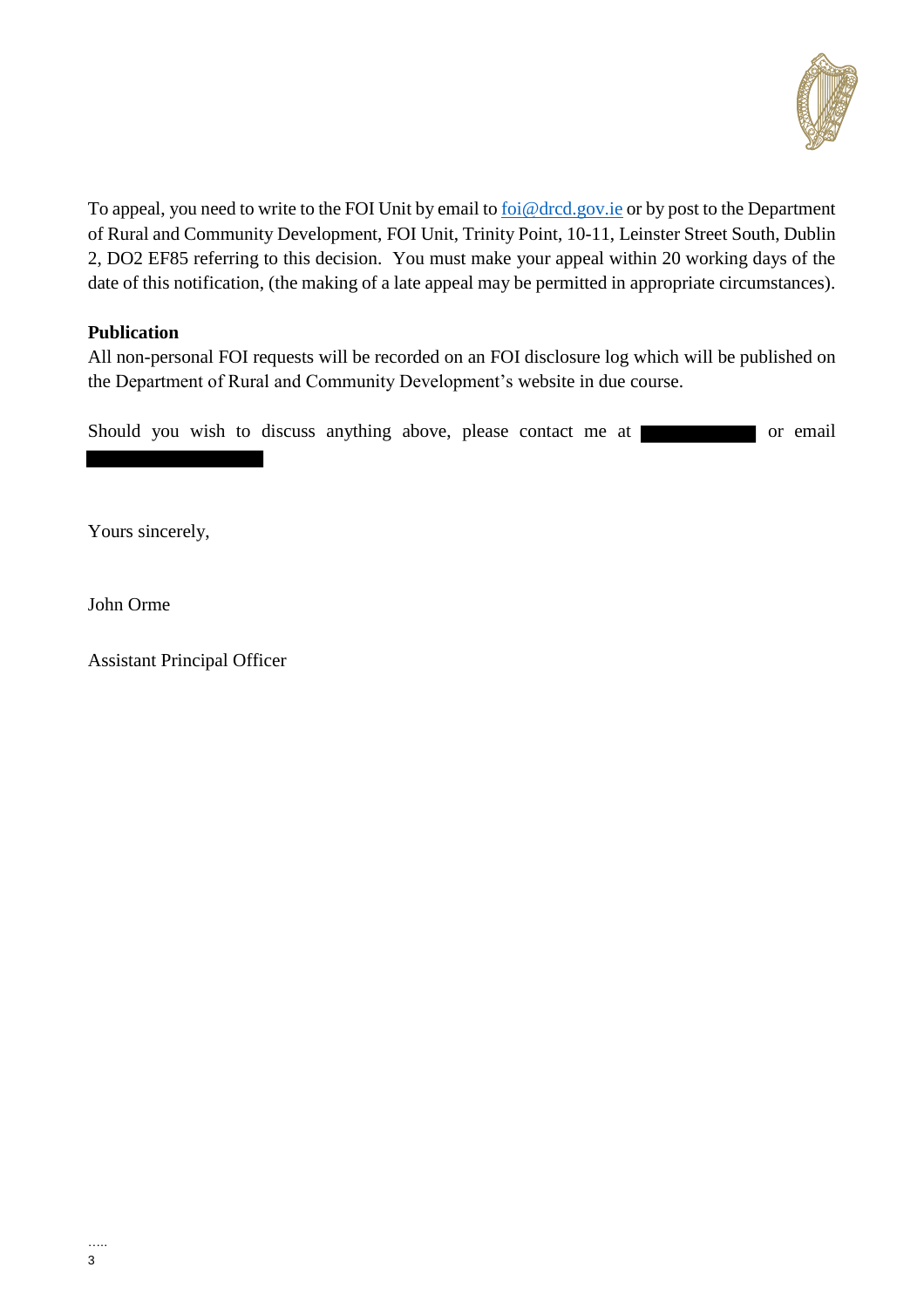To appeal, you need to write to the FOI Unit by email to [foi@drcd.gov.ie](mailto:foi@drcd.gov.ie) or by post to the Department of Rural and Community Development, FOI Unit, Trinity Point, 10-11, Leinster Street South, Dublin 2, DO2 EF85 referring to this decision. You must make your appeal within 20 working days of the date of this notification, (the making of a late appeal may be permitted in appropriate circumstances).

**Publication**

All non-personal FOI requests will be recorded on an FOI disclosure log which will be published on the Department of Rural and Community Development's website in due course.

Should you wish to discuss anything above, please contact me at ██████████ or email ████████████████

Yours sincerely,

John Orme

Assistant Principal Officer